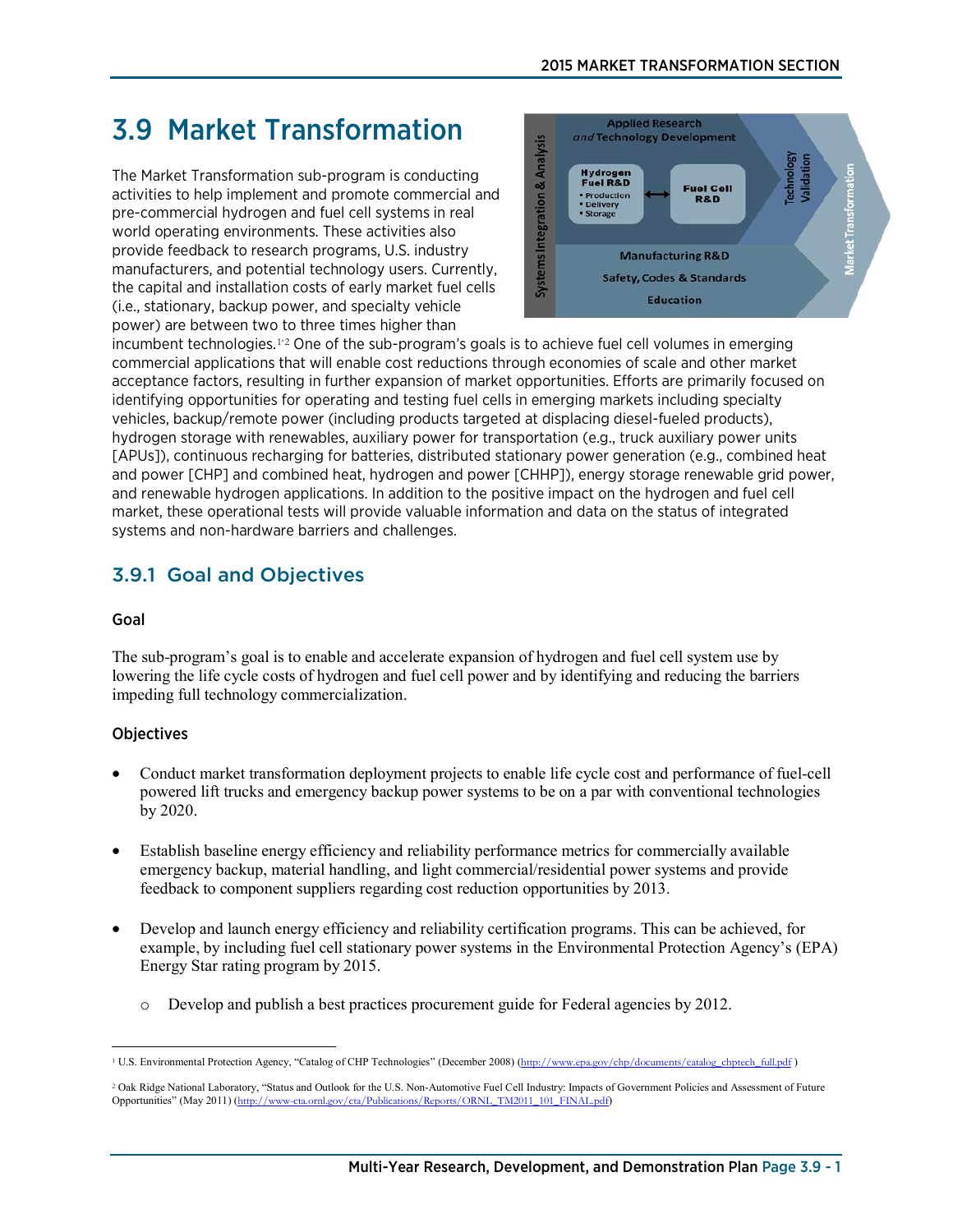# 3.9 Market Transformation

The Market Transformation sub-program is conducting activities to help implement and promote commercial and pre-commercial hydrogen and fuel cell systems in real world operating environments. These activities also provide feedback to research programs, U.S. industry manufacturers, and potential technology users. Currently, the capital and installation costs of early market fuel cells (i.e., stationary, backup power, and specialty vehicle power) are between two to three times higher than incumbent technologies.[1,2] One of the sub-program's goals is to achieve fuel cell volumes in emerging commercial applications that will enable cost reductions through economies of scale and other market acceptance factors, resulting in further expansion of market opportunities. Efforts are primarily focused on identifying opportunities for operating and testing fuel cells in emerging markets including specialty vehicles, backup/remote power (including products targeted at displacing diesel-fueled products), hydrogen storage with renewables, auxiliary power for transportation (e.g., truck auxiliary power units [APUs]), continuous recharging for batteries, distributed stationary power generation (e.g., combined heat and power [CHP] and combined heat, hydrogen and power [CHHP]), energy storage renewable grid power, and renewable hydrogen applications. In addition to the positive impact on the hydrogen and fuel cell market, these operational tests will provide valuable information and data on the status of integrated systems and non-hardware barriers and challenges.

## 3.9.1 Goal and Objectives

### Goal

The sub-program's goal is to enable and accelerate expansion of hydrogen and fuel cell system use by lowering the life cycle costs of hydrogen and fuel cell power and by identifying and reducing the barriers impeding full technology commercialization.

### Objectives

- Conduct market transformation deployment projects to enable life cycle cost and performance of fuel-cell powered lift trucks and emergency backup power systems to be on a par with conventional technologies by 2020.
- Establish baseline energy efficiency and reliability performance metrics for commercially available emergency backup, material handling, and light commercial/residential power systems and provide feedback to component suppliers regarding cost reduction opportunities by 2013.
- Develop and launch energy efficiency and reliability certification programs. This can be achieved, for example, by including fuel cell stationary power systems in the Environmental Protection Agency's (EPA) Energy Star rating program by 2015.
  - Develop and publish a best practices procurement guide for Federal agencies by 2012.

[1] U.S. Environmental Protection Agency, "Catalog of CHP Technologies" (December 2008) (http://www.epa.gov/chp/documents/catalog_chptech_full.pdf )

[2] Oak Ridge National Laboratory, "Status and Outlook for the U.S. Non-Automotive Fuel Cell Industry: Impacts of Government Policies and Assessment of Future Opportunities" (May 2011) (http://www-cta.ornl.gov/cta/Publications/Reports/ORNL_TM2011_101_FINAL.pdf)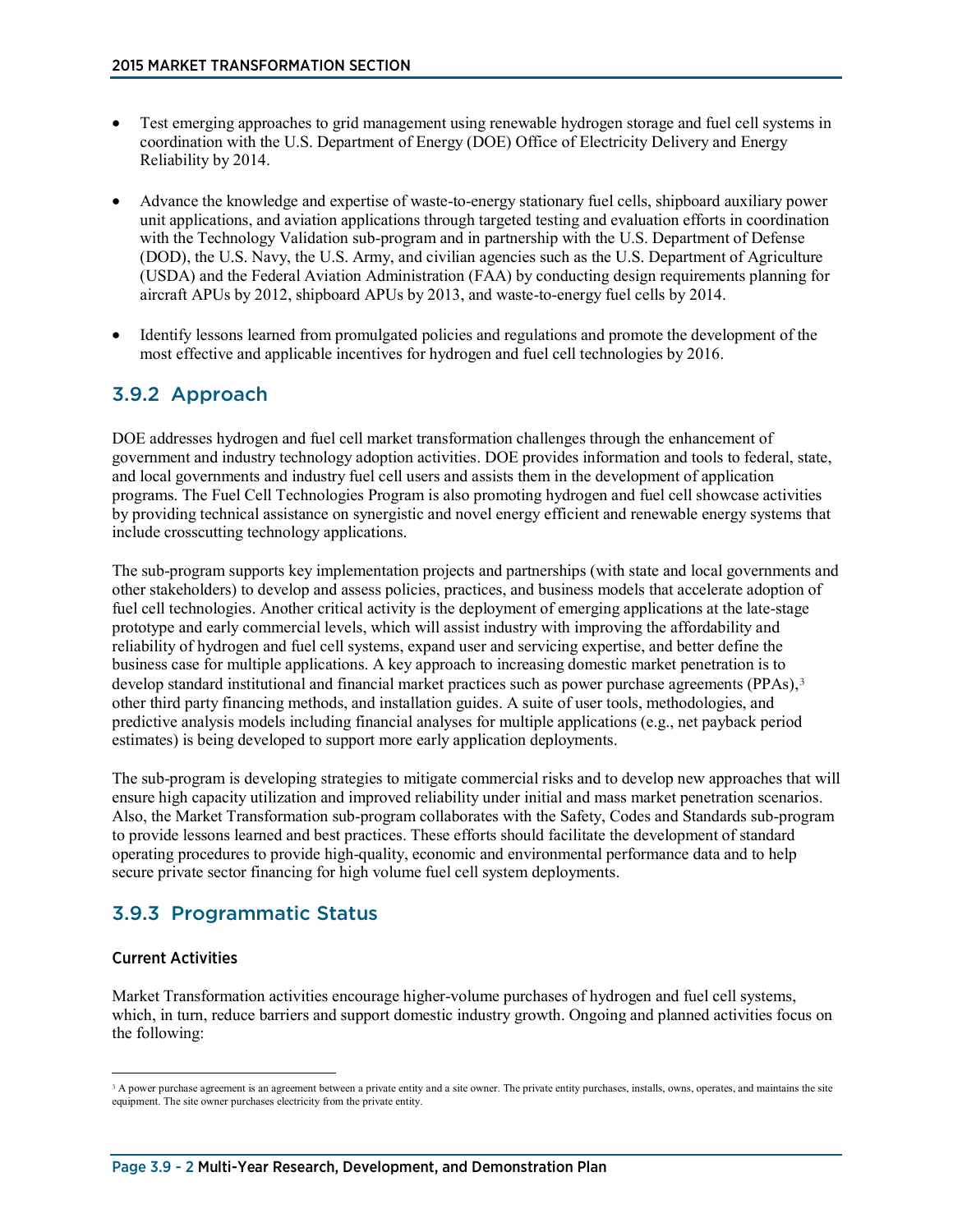- Test emerging approaches to grid management using renewable hydrogen storage and fuel cell systems in coordination with the U.S. Department of Energy (DOE) Office of Electricity Delivery and Energy Reliability by 2014.

- Advance the knowledge and expertise of waste-to-energy stationary fuel cells, shipboard auxiliary power unit applications, and aviation applications through targeted testing and evaluation efforts in coordination with the Technology Validation sub-program and in partnership with the U.S. Department of Defense (DOD), the U.S. Navy, the U.S. Army, and civilian agencies such as the U.S. Department of Agriculture (USDA) and the Federal Aviation Administration (FAA) by conducting design requirements planning for aircraft APUs by 2012, shipboard APUs by 2013, and waste-to-energy fuel cells by 2014.

- Identify lessons learned from promulgated policies and regulations and promote the development of the most effective and applicable incentives for hydrogen and fuel cell technologies by 2016.

## 3.9.2 Approach

DOE addresses hydrogen and fuel cell market transformation challenges through the enhancement of government and industry technology adoption activities. DOE provides information and tools to federal, state, and local governments and industry fuel cell users and assists them in the development of application programs. The Fuel Cell Technologies Program is also promoting hydrogen and fuel cell showcase activities by providing technical assistance on synergistic and novel energy efficient and renewable energy systems that include crosscutting technology applications.

The sub-program supports key implementation projects and partnerships (with state and local governments and other stakeholders) to develop and assess policies, practices, and business models that accelerate adoption of fuel cell technologies. Another critical activity is the deployment of emerging applications at the late-stage prototype and early commercial levels, which will assist industry with improving the affordability and reliability of hydrogen and fuel cell systems, expand user and servicing expertise, and better define the business case for multiple applications. A key approach to increasing domestic market penetration is to develop standard institutional and financial market practices such as power purchase agreements (PPAs),[3] other third party financing methods, and installation guides. A suite of user tools, methodologies, and predictive analysis models including financial analyses for multiple applications (e.g., net payback period estimates) is being developed to support more early application deployments.

The sub-program is developing strategies to mitigate commercial risks and to develop new approaches that will ensure high capacity utilization and improved reliability under initial and mass market penetration scenarios. Also, the Market Transformation sub-program collaborates with the Safety, Codes and Standards sub-program to provide lessons learned and best practices. These efforts should facilitate the development of standard operating procedures to provide high-quality, economic and environmental performance data and to help secure private sector financing for high volume fuel cell system deployments.

## 3.9.3 Programmatic Status

### Current Activities

Market Transformation activities encourage higher-volume purchases of hydrogen and fuel cell systems, which, in turn, reduce barriers and support domestic industry growth. Ongoing and planned activities focus on the following:

---

[3] A power purchase agreement is an agreement between a private entity and a site owner. The private entity purchases, installs, owns, operates, and maintains the site equipment. The site owner purchases electricity from the private entity.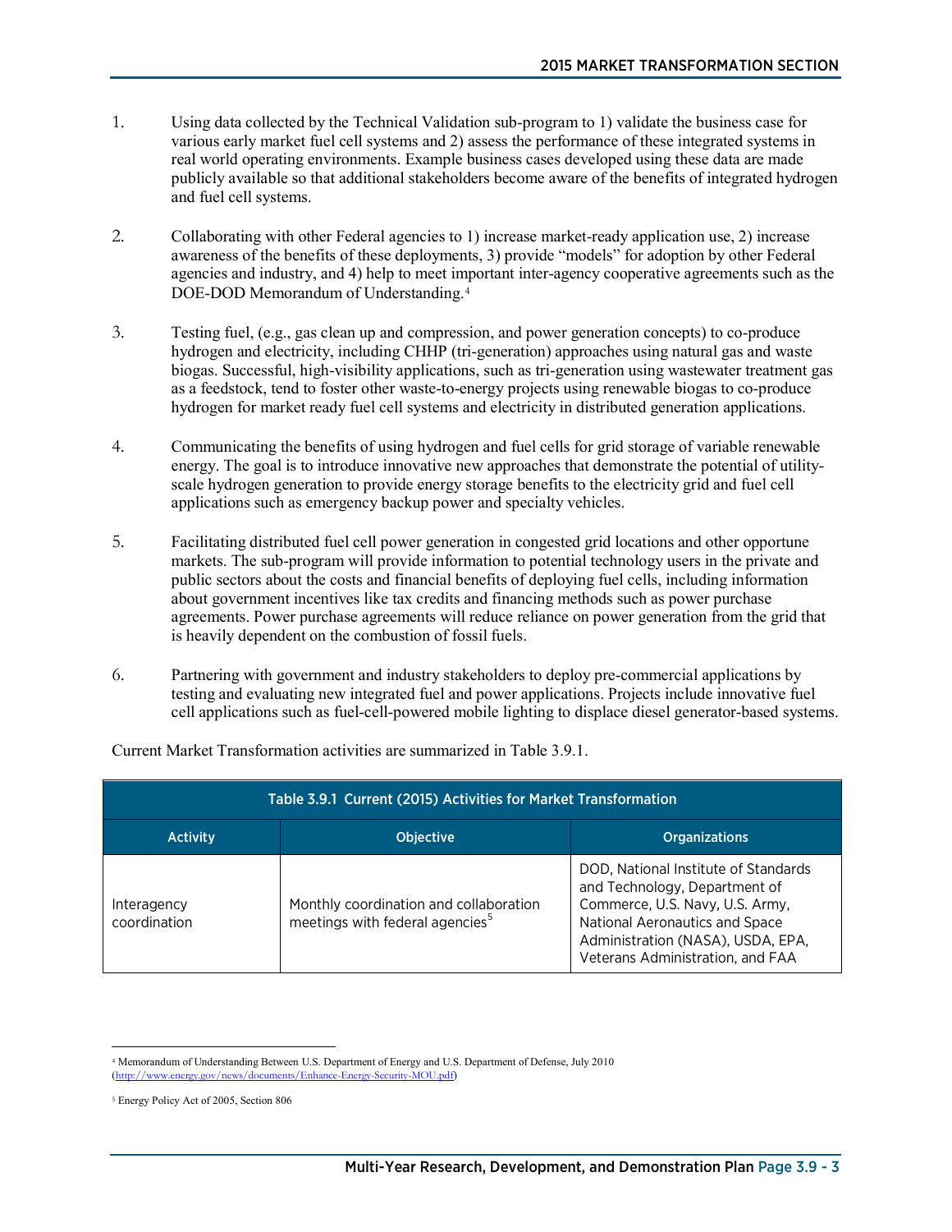1. Using data collected by the Technical Validation sub-program to 1) validate the business case for various early market fuel cell systems and 2) assess the performance of these integrated systems in real world operating environments. Example business cases developed using these data are made publicly available so that additional stakeholders become aware of the benefits of integrated hydrogen and fuel cell systems.

2. Collaborating with other Federal agencies to 1) increase market-ready application use, 2) increase awareness of the benefits of these deployments, 3) provide "models" for adoption by other Federal agencies and industry, and 4) help to meet important inter-agency cooperative agreements such as the DOE-DOD Memorandum of Understanding.[4]

3. Testing fuel, (e.g., gas clean up and compression, and power generation concepts) to co-produce hydrogen and electricity, including CHHP (tri-generation) approaches using natural gas and waste biogas. Successful, high-visibility applications, such as tri-generation using wastewater treatment gas as a feedstock, tend to foster other waste-to-energy projects using renewable biogas to co-produce hydrogen for market ready fuel cell systems and electricity in distributed generation applications.

4. Communicating the benefits of using hydrogen and fuel cells for grid storage of variable renewable energy. The goal is to introduce innovative new approaches that demonstrate the potential of utility-scale hydrogen generation to provide energy storage benefits to the electricity grid and fuel cell applications such as emergency backup power and specialty vehicles.

5. Facilitating distributed fuel cell power generation in congested grid locations and other opportune markets. The sub-program will provide information to potential technology users in the private and public sectors about the costs and financial benefits of deploying fuel cells, including information about government incentives like tax credits and financing methods such as power purchase agreements. Power purchase agreements will reduce reliance on power generation from the grid that is heavily dependent on the combustion of fossil fuels.

6. Partnering with government and industry stakeholders to deploy pre-commercial applications by testing and evaluating new integrated fuel and power applications. Projects include innovative fuel cell applications such as fuel-cell-powered mobile lighting to displace diesel generator-based systems.

Current Market Transformation activities are summarized in Table 3.9.1.

**Table 3.9.1 Current (2015) Activities for Market Transformation**

| Activity | Objective | Organizations |
|---|---|---|
| Interagency coordination | Monthly coordination and collaboration meetings with federal agencies[5] | DOD, National Institute of Standards and Technology, Department of Commerce, U.S. Navy, U.S. Army, National Aeronautics and Space Administration (NASA), USDA, EPA, Veterans Administration, and FAA |

[4] Memorandum of Understanding Between U.S. Department of Energy and U.S. Department of Defense, July 2010 (http://www.energy.gov/news/documents/Enhance-Energy-Security-MOU.pdf)

[5] Energy Policy Act of 2005, Section 806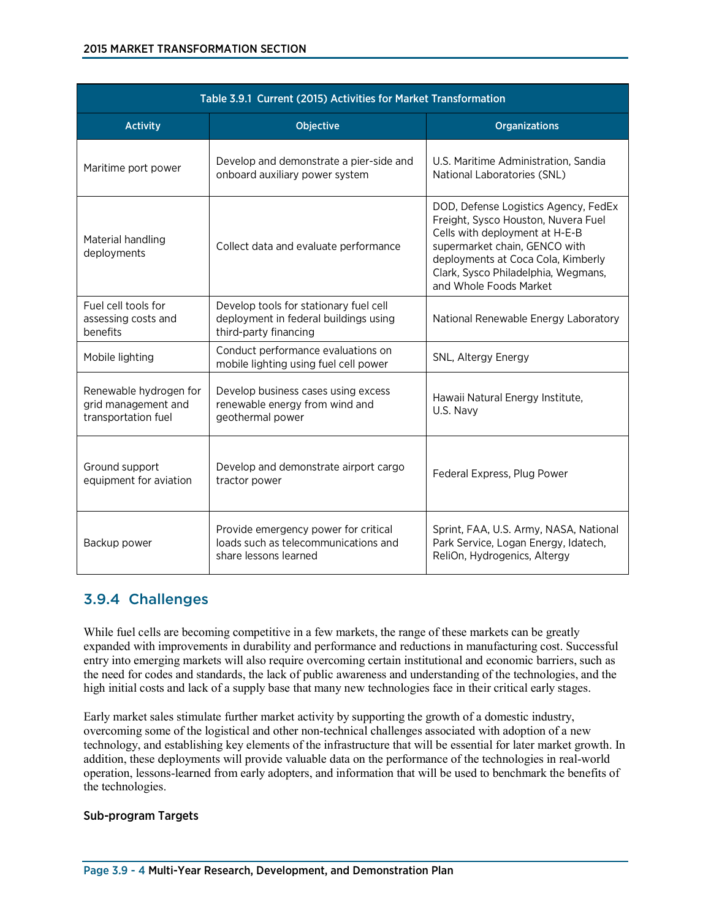| Table 3.9.1 Current (2015) Activities for Market Transformation | | |
|---|---|---|
| **Activity** | **Objective** | **Organizations** |
| Maritime port power | Develop and demonstrate a pier-side and onboard auxiliary power system | U.S. Maritime Administration, Sandia National Laboratories (SNL) |
| Material handling deployments | Collect data and evaluate performance | DOD, Defense Logistics Agency, FedEx Freight, Sysco Houston, Nuvera Fuel Cells with deployment at H-E-B supermarket chain, GENCO with deployments at Coca Cola, Kimberly Clark, Sysco Philadelphia, Wegmans, and Whole Foods Market |
| Fuel cell tools for assessing costs and benefits | Develop tools for stationary fuel cell deployment in federal buildings using third-party financing | National Renewable Energy Laboratory |
| Mobile lighting | Conduct performance evaluations on mobile lighting using fuel cell power | SNL, Altergy Energy |
| Renewable hydrogen for grid management and transportation fuel | Develop business cases using excess renewable energy from wind and geothermal power | Hawaii Natural Energy Institute, U.S. Navy |
| Ground support equipment for aviation | Develop and demonstrate airport cargo tractor power | Federal Express, Plug Power |
| Backup power | Provide emergency power for critical loads such as telecommunications and share lessons learned | Sprint, FAA, U.S. Army, NASA, National Park Service, Logan Energy, Idatech, ReliOn, Hydrogenics, Altergy |

## 3.9.4 Challenges

While fuel cells are becoming competitive in a few markets, the range of these markets can be greatly expanded with improvements in durability and performance and reductions in manufacturing cost. Successful entry into emerging markets will also require overcoming certain institutional and economic barriers, such as the need for codes and standards, the lack of public awareness and understanding of the technologies, and the high initial costs and lack of a supply base that many new technologies face in their critical early stages.

Early market sales stimulate further market activity by supporting the growth of a domestic industry, overcoming some of the logistical and other non-technical challenges associated with adoption of a new technology, and establishing key elements of the infrastructure that will be essential for later market growth. In addition, these deployments will provide valuable data on the performance of the technologies in real-world operation, lessons-learned from early adopters, and information that will be used to benchmark the benefits of the technologies.

### Sub-program Targets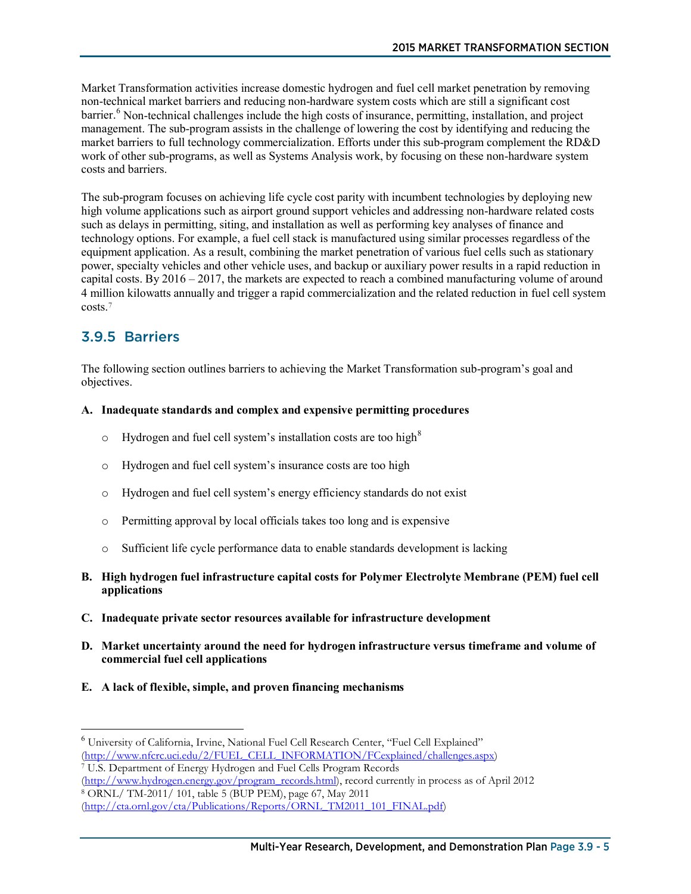Market Transformation activities increase domestic hydrogen and fuel cell market penetration by removing non-technical market barriers and reducing non-hardware system costs which are still a significant cost barrier.[6] Non-technical challenges include the high costs of insurance, permitting, installation, and project management. The sub-program assists in the challenge of lowering the cost by identifying and reducing the market barriers to full technology commercialization. Efforts under this sub-program complement the RD&D work of other sub-programs, as well as Systems Analysis work, by focusing on these non-hardware system costs and barriers.

The sub-program focuses on achieving life cycle cost parity with incumbent technologies by deploying new high volume applications such as airport ground support vehicles and addressing non-hardware related costs such as delays in permitting, siting, and installation as well as performing key analyses of finance and technology options. For example, a fuel cell stack is manufactured using similar processes regardless of the equipment application. As a result, combining the market penetration of various fuel cells such as stationary power, specialty vehicles and other vehicle uses, and backup or auxiliary power results in a rapid reduction in capital costs. By 2016 – 2017, the markets are expected to reach a combined manufacturing volume of around 4 million kilowatts annually and trigger a rapid commercialization and the related reduction in fuel cell system costs.[7]

## 3.9.5 Barriers

The following section outlines barriers to achieving the Market Transformation sub-program's goal and objectives.

**A. Inadequate standards and complex and expensive permitting procedures**

- Hydrogen and fuel cell system's installation costs are too high[8]
- Hydrogen and fuel cell system's insurance costs are too high
- Hydrogen and fuel cell system's energy efficiency standards do not exist
- Permitting approval by local officials takes too long and is expensive
- Sufficient life cycle performance data to enable standards development is lacking

**B. High hydrogen fuel infrastructure capital costs for Polymer Electrolyte Membrane (PEM) fuel cell applications**

**C. Inadequate private sector resources available for infrastructure development**

**D. Market uncertainty around the need for hydrogen infrastructure versus timeframe and volume of commercial fuel cell applications**

**E. A lack of flexible, simple, and proven financing mechanisms**

---

[6] University of California, Irvine, National Fuel Cell Research Center, "Fuel Cell Explained" (http://www.nfcrc.uci.edu/2/FUEL_CELL_INFORMATION/FCexplained/challenges.aspx)

[7] U.S. Department of Energy Hydrogen and Fuel Cells Program Records (http://www.hydrogen.energy.gov/program_records.html), record currently in process as of April 2012

[8] ORNL/ TM-2011/ 101, table 5 (BUP PEM), page 67, May 2011 (http://cta.ornl.gov/cta/Publications/Reports/ORNL_TM2011_101_FINAL.pdf)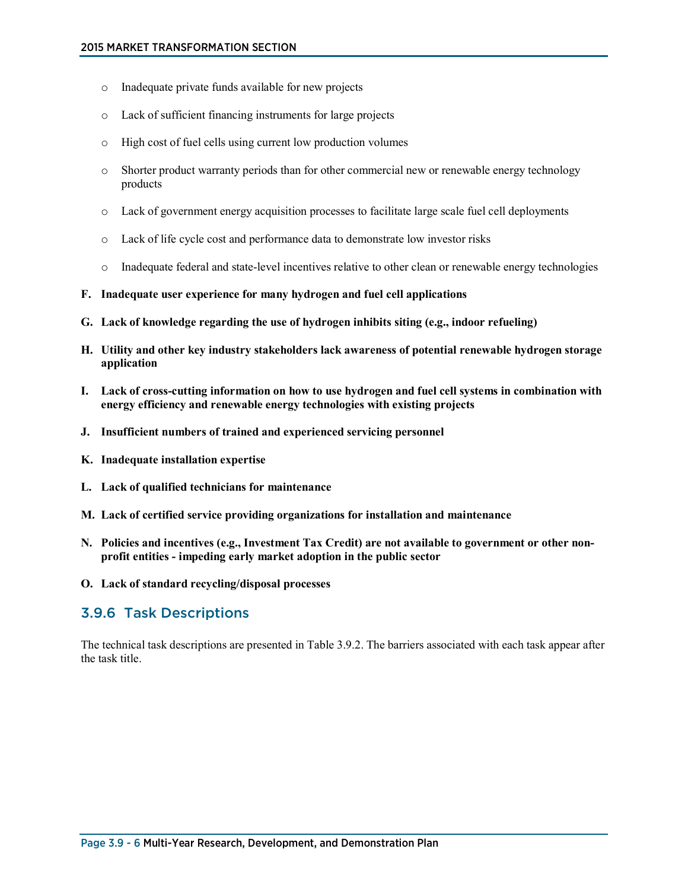- Inadequate private funds available for new projects
- Lack of sufficient financing instruments for large projects
- High cost of fuel cells using current low production volumes
- Shorter product warranty periods than for other commercial new or renewable energy technology products
- Lack of government energy acquisition processes to facilitate large scale fuel cell deployments
- Lack of life cycle cost and performance data to demonstrate low investor risks
- Inadequate federal and state-level incentives relative to other clean or renewable energy technologies

**F. Inadequate user experience for many hydrogen and fuel cell applications**

**G. Lack of knowledge regarding the use of hydrogen inhibits siting (e.g., indoor refueling)**

**H. Utility and other key industry stakeholders lack awareness of potential renewable hydrogen storage application**

**I. Lack of cross-cutting information on how to use hydrogen and fuel cell systems in combination with energy efficiency and renewable energy technologies with existing projects**

**J. Insufficient numbers of trained and experienced servicing personnel**

**K. Inadequate installation expertise**

**L. Lack of qualified technicians for maintenance**

**M. Lack of certified service providing organizations for installation and maintenance**

**N. Policies and incentives (e.g., Investment Tax Credit) are not available to government or other non-profit entities - impeding early market adoption in the public sector**

**O. Lack of standard recycling/disposal processes**

## 3.9.6 Task Descriptions

The technical task descriptions are presented in Table 3.9.2. The barriers associated with each task appear after the task title.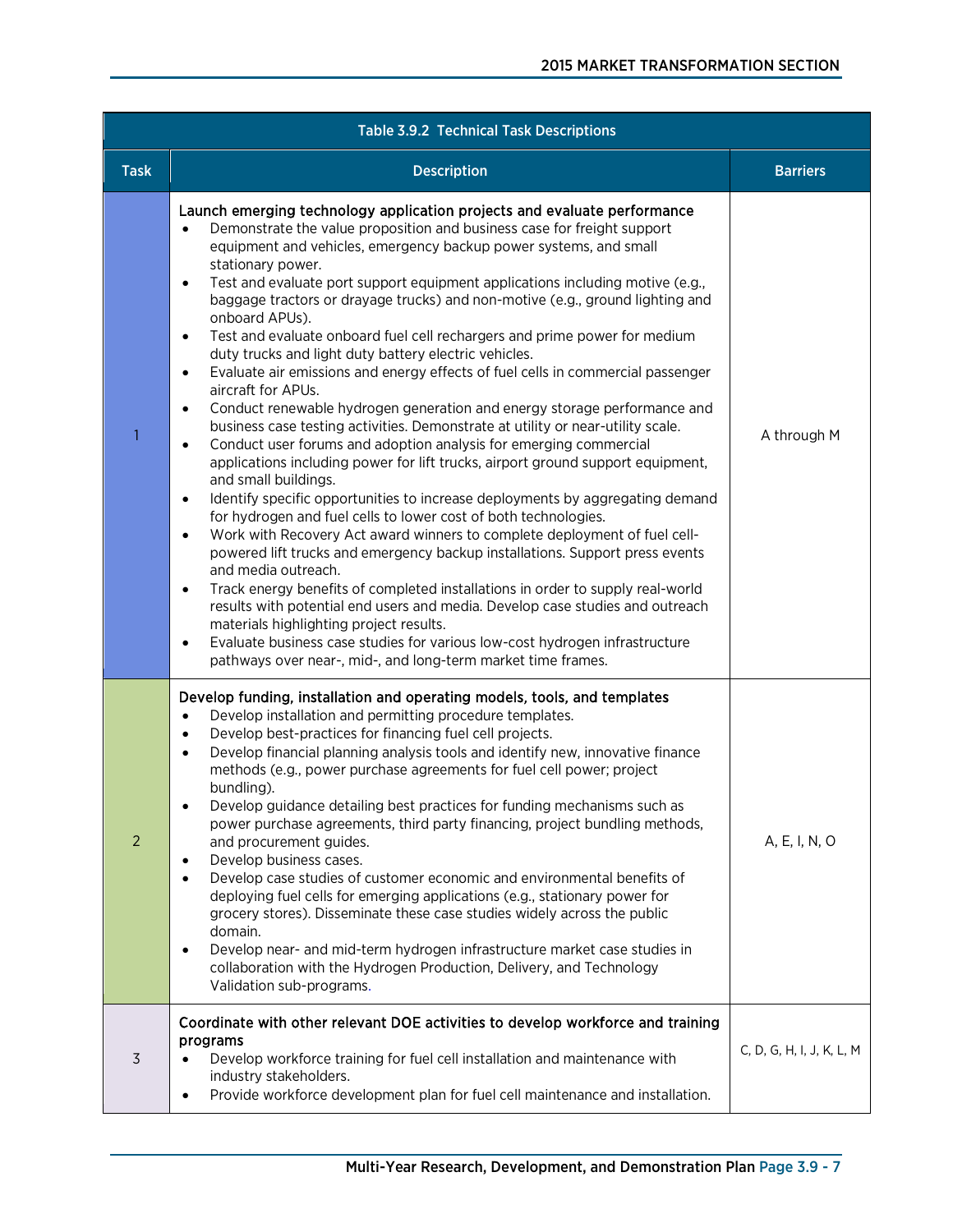| Table 3.9.2 Technical Task Descriptions | | |
|---|---|---|
| **Task** | **Description** | **Barriers** |
| 1 | **Launch emerging technology application projects and evaluate performance**<br>• Demonstrate the value proposition and business case for freight support equipment and vehicles, emergency backup power systems, and small stationary power.<br>• Test and evaluate port support equipment applications including motive (e.g., baggage tractors or drayage trucks) and non-motive (e.g., ground lighting and onboard APUs).<br>• Test and evaluate onboard fuel cell rechargers and prime power for medium duty trucks and light duty battery electric vehicles.<br>• Evaluate air emissions and energy effects of fuel cells in commercial passenger aircraft for APUs.<br>• Conduct renewable hydrogen generation and energy storage performance and business case testing activities. Demonstrate at utility or near-utility scale.<br>• Conduct user forums and adoption analysis for emerging commercial applications including power for lift trucks, airport ground support equipment, and small buildings.<br>• Identify specific opportunities to increase deployments by aggregating demand for hydrogen and fuel cells to lower cost of both technologies.<br>• Work with Recovery Act award winners to complete deployment of fuel cell-powered lift trucks and emergency backup installations. Support press events and media outreach.<br>• Track energy benefits of completed installations in order to supply real-world results with potential end users and media. Develop case studies and outreach materials highlighting project results.<br>• Evaluate business case studies for various low-cost hydrogen infrastructure pathways over near-, mid-, and long-term market time frames. | A through M |
| 2 | **Develop funding, installation and operating models, tools, and templates**<br>• Develop installation and permitting procedure templates.<br>• Develop best-practices for financing fuel cell projects.<br>• Develop financial planning analysis tools and identify new, innovative finance methods (e.g., power purchase agreements for fuel cell power; project bundling).<br>• Develop guidance detailing best practices for funding mechanisms such as power purchase agreements, third party financing, project bundling methods, and procurement guides.<br>• Develop business cases.<br>• Develop case studies of customer economic and environmental benefits of deploying fuel cells for emerging applications (e.g., stationary power for grocery stores). Disseminate these case studies widely across the public domain.<br>• Develop near- and mid-term hydrogen infrastructure market case studies in collaboration with the Hydrogen Production, Delivery, and Technology Validation sub-programs. | A, E, I, N, O |
| 3 | **Coordinate with other relevant DOE activities to develop workforce and training programs**<br>• Develop workforce training for fuel cell installation and maintenance with industry stakeholders.<br>• Provide workforce development plan for fuel cell maintenance and installation. | C, D, G, H, I, J, K, L, M |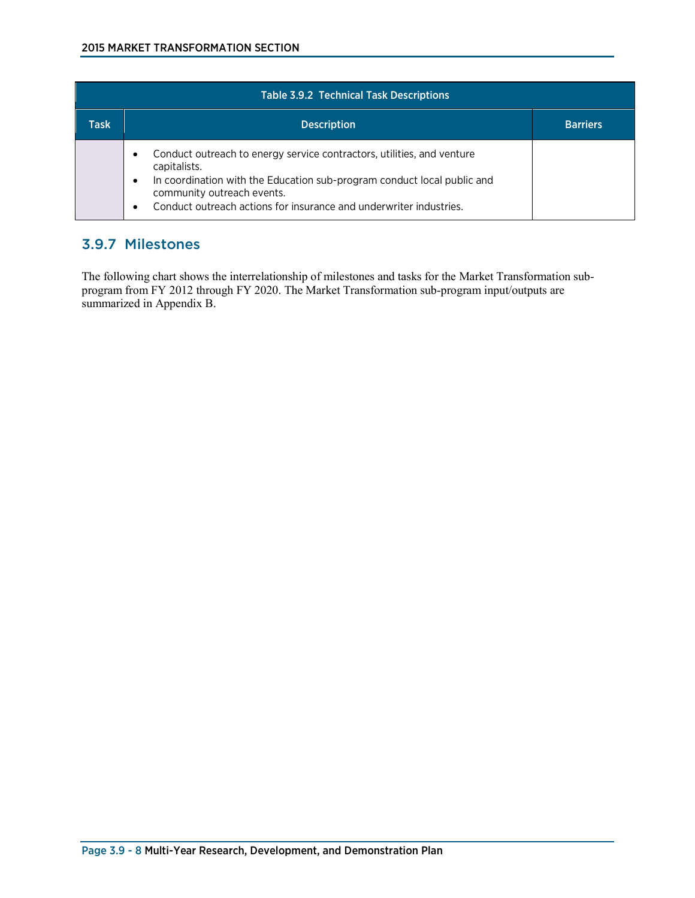| Table 3.9.2 Technical Task Descriptions | | |
|---|---|---|
| **Task** | **Description** | **Barriers** |
| | • Conduct outreach to energy service contractors, utilities, and venture capitalists.<br>• In coordination with the Education sub-program conduct local public and community outreach events.<br>• Conduct outreach actions for insurance and underwriter industries. | |

## 3.9.7 Milestones

The following chart shows the interrelationship of milestones and tasks for the Market Transformation sub-program from FY 2012 through FY 2020. The Market Transformation sub-program input/outputs are summarized in Appendix B.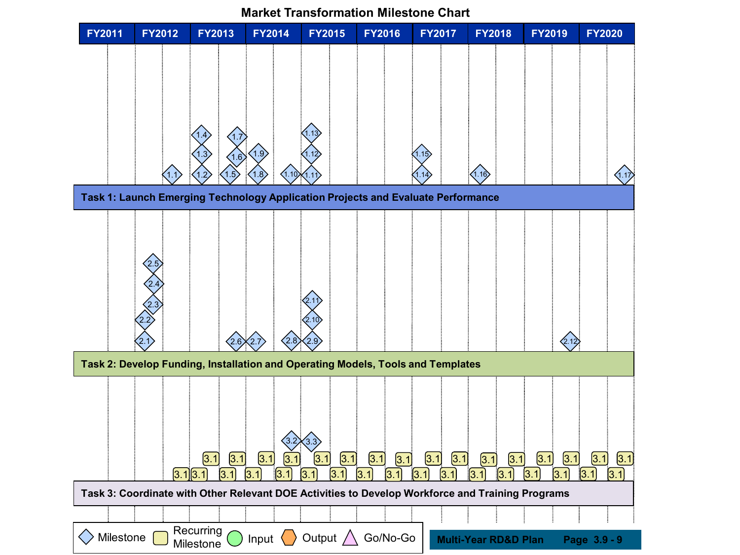# Market Transformation Milestone Chart

| FY2011 | FY2012 | FY2013 | FY2014 | FY2015 | FY2016 | FY2017 | FY2018 | FY2019 | FY2020 |
|---|---|---|---|---|---|---|---|---|---|

1.4, 1.7, 1.13, 1.3, 1.6, 1.9, 1.12, 1.15, 1.1, 1.2, 1.5, 1.8, 1.10, 1.11, 1.14, 1.16, 1.17

**Task 1: Launch Emerging Technology Application Projects and Evaluate Performance**

2.5, 2.4, 2.3, 2.11, 2.2, 2.10, 2.1, 2.6, 2.7, 2.8, 2.9, 2.12

**Task 2: Develop Funding, Installation and Operating Models, Tools and Templates**

3.2, 3.3, 3.1 (recurring)

**Task 3: Coordinate with Other Relevant DOE Activities to Develop Workforce and Training Programs**

Legend: Milestone; Recurring Milestone; Input; Output; Go/No-Go

Multi-Year RD&D Plan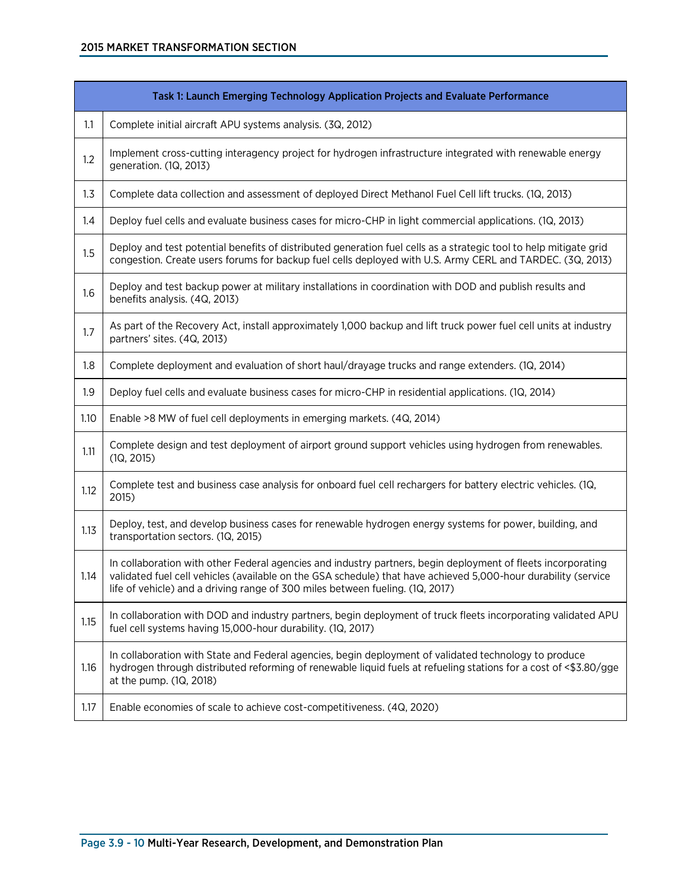| Task 1: Launch Emerging Technology Application Projects and Evaluate Performance | |
|---|---|
| 1.1 | Complete initial aircraft APU systems analysis. (3Q, 2012) |
| 1.2 | Implement cross-cutting interagency project for hydrogen infrastructure integrated with renewable energy generation. (1Q, 2013) |
| 1.3 | Complete data collection and assessment of deployed Direct Methanol Fuel Cell lift trucks. (1Q, 2013) |
| 1.4 | Deploy fuel cells and evaluate business cases for micro-CHP in light commercial applications. (1Q, 2013) |
| 1.5 | Deploy and test potential benefits of distributed generation fuel cells as a strategic tool to help mitigate grid congestion. Create users forums for backup fuel cells deployed with U.S. Army CERL and TARDEC. (3Q, 2013) |
| 1.6 | Deploy and test backup power at military installations in coordination with DOD and publish results and benefits analysis. (4Q, 2013) |
| 1.7 | As part of the Recovery Act, install approximately 1,000 backup and lift truck power fuel cell units at industry partners' sites. (4Q, 2013) |
| 1.8 | Complete deployment and evaluation of short haul/drayage trucks and range extenders. (1Q, 2014) |
| 1.9 | Deploy fuel cells and evaluate business cases for micro-CHP in residential applications. (1Q, 2014) |
| 1.10 | Enable >8 MW of fuel cell deployments in emerging markets. (4Q, 2014) |
| 1.11 | Complete design and test deployment of airport ground support vehicles using hydrogen from renewables. (1Q, 2015) |
| 1.12 | Complete test and business case analysis for onboard fuel cell rechargers for battery electric vehicles. (1Q, 2015) |
| 1.13 | Deploy, test, and develop business cases for renewable hydrogen energy systems for power, building, and transportation sectors. (1Q, 2015) |
| 1.14 | In collaboration with other Federal agencies and industry partners, begin deployment of fleets incorporating validated fuel cell vehicles (available on the GSA schedule) that have achieved 5,000-hour durability (service life of vehicle) and a driving range of 300 miles between fueling. (1Q, 2017) |
| 1.15 | In collaboration with DOD and industry partners, begin deployment of truck fleets incorporating validated APU fuel cell systems having 15,000-hour durability. (1Q, 2017) |
| 1.16 | In collaboration with State and Federal agencies, begin deployment of validated technology to produce hydrogen through distributed reforming of renewable liquid fuels at refueling stations for a cost of <$3.80/gge at the pump. (1Q, 2018) |
| 1.17 | Enable economies of scale to achieve cost-competitiveness. (4Q, 2020) |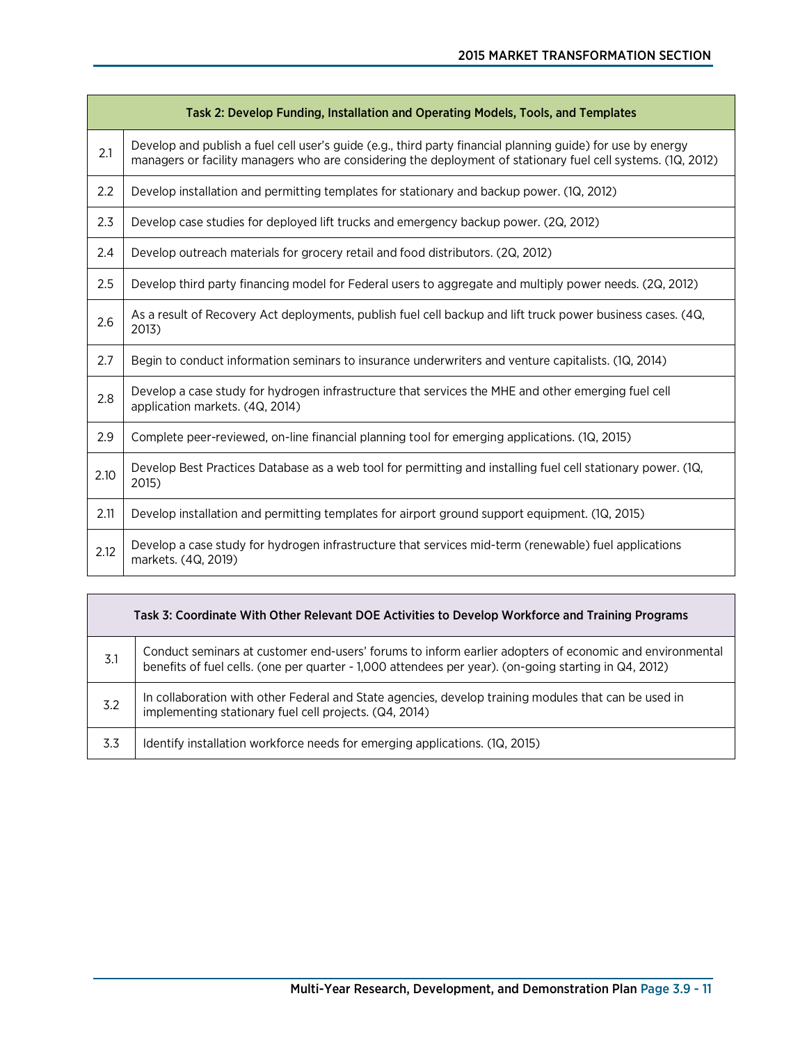| Task 2: Develop Funding, Installation and Operating Models, Tools, and Templates | |
|---|---|
| 2.1 | Develop and publish a fuel cell user's guide (e.g., third party financial planning guide) for use by energy managers or facility managers who are considering the deployment of stationary fuel cell systems. (1Q, 2012) |
| 2.2 | Develop installation and permitting templates for stationary and backup power. (1Q, 2012) |
| 2.3 | Develop case studies for deployed lift trucks and emergency backup power. (2Q, 2012) |
| 2.4 | Develop outreach materials for grocery retail and food distributors. (2Q, 2012) |
| 2.5 | Develop third party financing model for Federal users to aggregate and multiply power needs. (2Q, 2012) |
| 2.6 | As a result of Recovery Act deployments, publish fuel cell backup and lift truck power business cases. (4Q, 2013) |
| 2.7 | Begin to conduct information seminars to insurance underwriters and venture capitalists. (1Q, 2014) |
| 2.8 | Develop a case study for hydrogen infrastructure that services the MHE and other emerging fuel cell application markets. (4Q, 2014) |
| 2.9 | Complete peer-reviewed, on-line financial planning tool for emerging applications. (1Q, 2015) |
| 2.10 | Develop Best Practices Database as a web tool for permitting and installing fuel cell stationary power. (1Q, 2015) |
| 2.11 | Develop installation and permitting templates for airport ground support equipment. (1Q, 2015) |
| 2.12 | Develop a case study for hydrogen infrastructure that services mid-term (renewable) fuel applications markets. (4Q, 2019) |

| Task 3: Coordinate With Other Relevant DOE Activities to Develop Workforce and Training Programs | |
|---|---|
| 3.1 | Conduct seminars at customer end-users' forums to inform earlier adopters of economic and environmental benefits of fuel cells. (one per quarter - 1,000 attendees per year). (on-going starting in Q4, 2012) |
| 3.2 | In collaboration with other Federal and State agencies, develop training modules that can be used in implementing stationary fuel cell projects. (Q4, 2014) |
| 3.3 | Identify installation workforce needs for emerging applications. (1Q, 2015) |